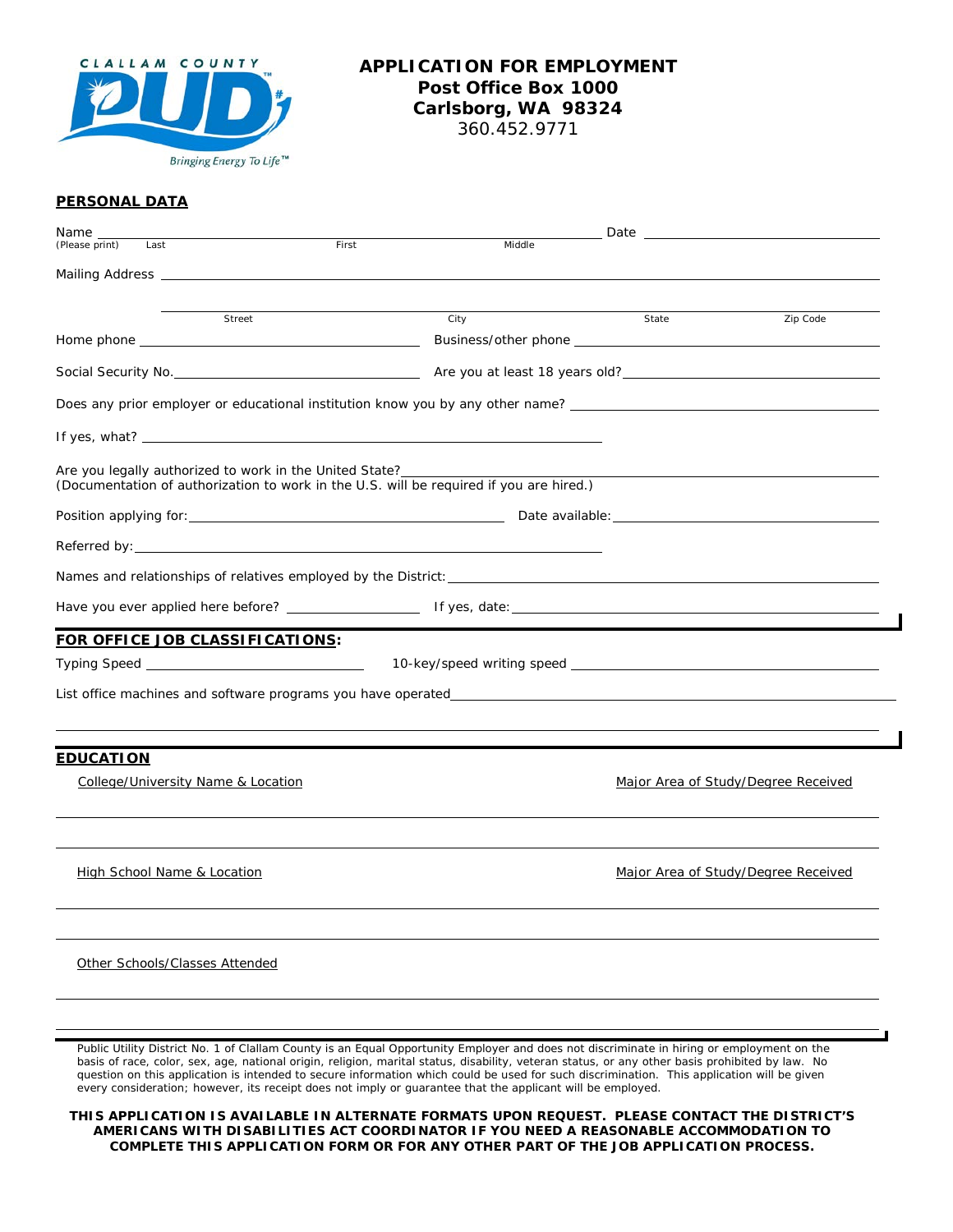CLALLAM COUNTY PUD #1

*Bringing Energy To Life™*

# APPLICATION FOR EMPLOYMENT

**Post Office Box 1000**
**Carlsborg, WA 98324**
360.452.9771

## PERSONAL DATA

Name ______________________________________________ Date ____________________
(Please print) Last First Middle

Mailing Address ______________________________________________________________

______________________________________________________________
Street City State Zip Code

Home phone ______________________ Business/other phone ______________________

Social Security No. ______________________ Are you at least 18 years old? ______________________

Does any prior employer or educational institution know you by any other name? ______________________

If yes, what? ______________________________________________

Are you legally authorized to work in the United State? ______________________
(Documentation of authorization to work in the U.S. will be required if you are hired.)

Position applying for: ______________________ Date available: ______________________

Referred by: ______________________________________________

Names and relationships of relatives employed by the District: ______________________

Have you ever applied here before? ____________ If yes, date: ______________________

## FOR OFFICE JOB CLASSIFICATIONS:

Typing Speed ______________________ 10-key/speed writing speed ______________________

List office machines and software programs you have operated ______________________

______________________________________________________________

## EDUCATION

College/University Name & Location Major Area of Study/Degree Received

______________________________________________________________

______________________________________________________________

High School Name & Location Major Area of Study/Degree Received

______________________________________________________________

______________________________________________________________

Other Schools/Classes Attended

______________________________________________________________

______________________________________________________________

Public Utility District No. 1 of Clallam County is an Equal Opportunity Employer and does not discriminate in hiring or employment on the basis of race, color, sex, age, national origin, religion, marital status, disability, veteran status, or any other basis prohibited by law. No question on this application is intended to secure information which could be used for such discrimination. This application will be given every consideration; however, its receipt does not imply or guarantee that the applicant will be employed.

**THIS APPLICATION IS AVAILABLE IN ALTERNATE FORMATS UPON REQUEST. PLEASE CONTACT THE DISTRICT'S AMERICANS WITH DISABILITIES ACT COORDINATOR IF YOU NEED A REASONABLE ACCOMMODATION TO COMPLETE THIS APPLICATION FORM OR FOR ANY OTHER PART OF THE JOB APPLICATION PROCESS.**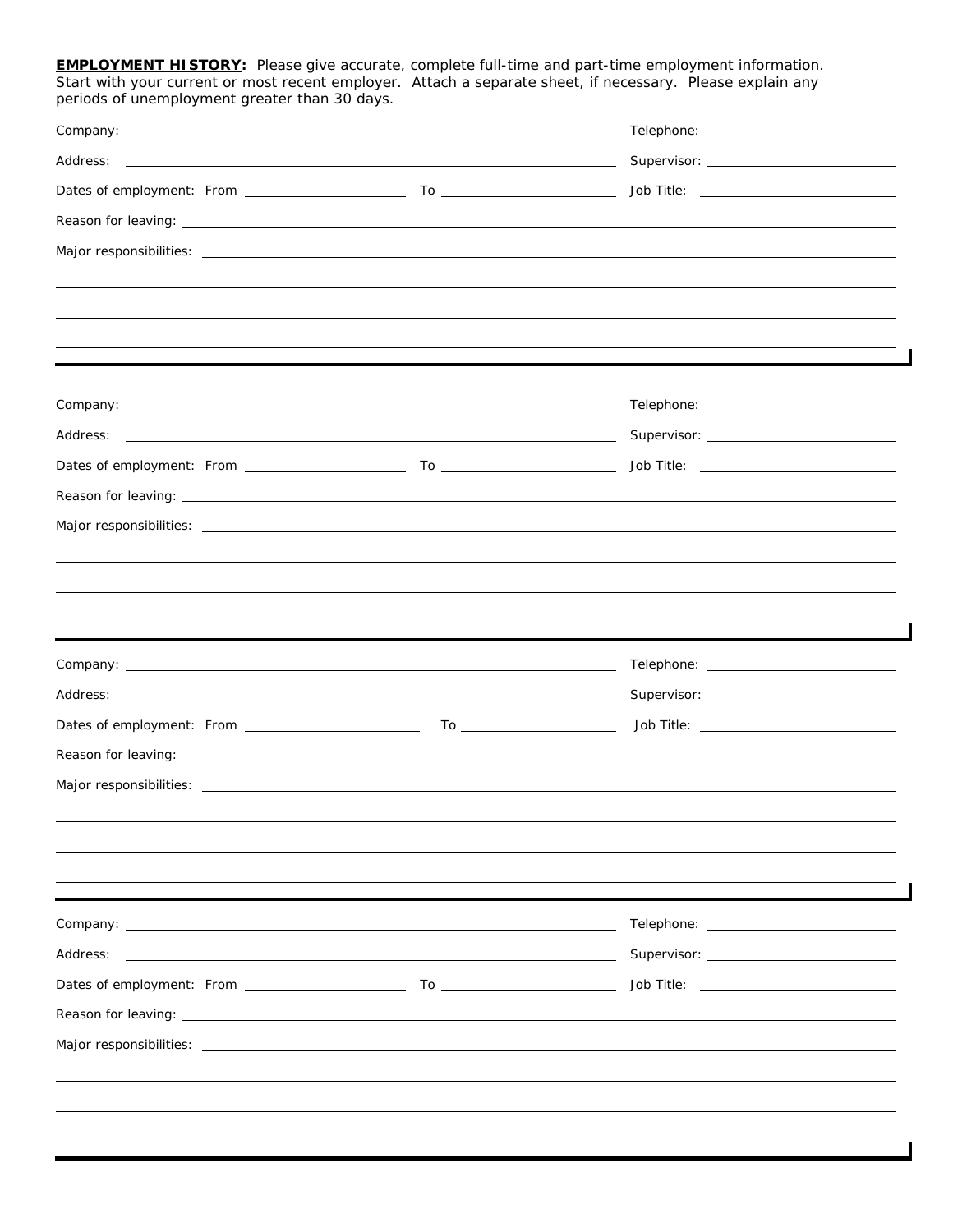**EMPLOYMENT HISTORY:** Please give accurate, complete full-time and part-time employment information. Start with your current or most recent employer. Attach a separate sheet, if necessary. Please explain any periods of unemployment greater than 30 days.

Company: ______________________________ Telephone: ______________

Address: ______________________________ Supervisor: ______________

Dates of employment: From ____________ To ____________ Job Title: ______________

Reason for leaving: ______________________________

Major responsibilities: ______________________________

______________________________

______________________________

______________________________

---

Company: ______________________________ Telephone: ______________

Address: ______________________________ Supervisor: ______________

Dates of employment: From ____________ To ____________ Job Title: ______________

Reason for leaving: ______________________________

Major responsibilities: ______________________________

______________________________

______________________________

______________________________

---

Company: ______________________________ Telephone: ______________

Address: ______________________________ Supervisor: ______________

Dates of employment: From ____________ To ____________ Job Title: ______________

Reason for leaving: ______________________________

Major responsibilities: ______________________________

______________________________

______________________________

______________________________

---

Company: ______________________________ Telephone: ______________

Address: ______________________________ Supervisor: ______________

Dates of employment: From ____________ To ____________ Job Title: ______________

Reason for leaving: ______________________________

Major responsibilities: ______________________________

______________________________

______________________________

______________________________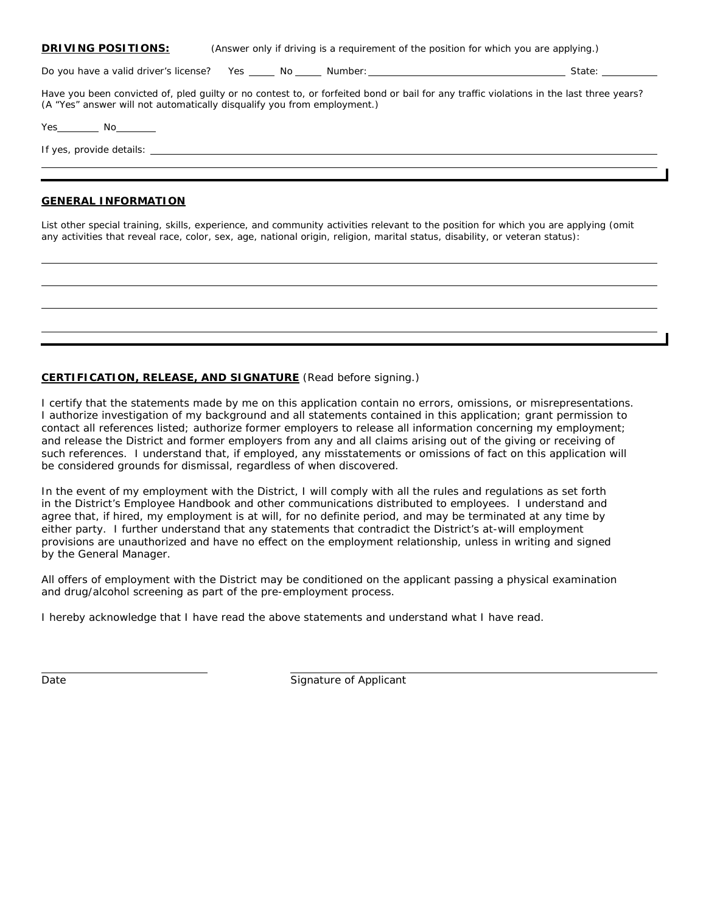**DRIVING POSITIONS:** (Answer only if driving is a requirement of the position for which you are applying.)

Do you have a valid driver's license? Yes _____ No _____ Number: ______________________________ State: __________

Have you been convicted of, pled guilty or no contest to, or forfeited bond or bail for any traffic violations in the last three years? (A "Yes" answer will not automatically disqualify you from employment.)

Yes_______ No_______

If yes, provide details: ____________________________________________________________

____________________________________________________________

**GENERAL INFORMATION**

List other special training, skills, experience, and community activities relevant to the position for which you are applying (omit any activities that reveal race, color, sex, age, national origin, religion, marital status, disability, or veteran status):

____________________________________________________________

____________________________________________________________

____________________________________________________________

____________________________________________________________

**CERTIFICATION, RELEASE, AND SIGNATURE** (Read before signing.)

I certify that the statements made by me on this application contain no errors, omissions, or misrepresentations. I authorize investigation of my background and all statements contained in this application; grant permission to contact all references listed; authorize former employers to release all information concerning my employment; and release the District and former employers from any and all claims arising out of the giving or receiving of such references. I understand that, if employed, any misstatements or omissions of fact on this application will be considered grounds for dismissal, regardless of when discovered.

In the event of my employment with the District, I will comply with all the rules and regulations as set forth in the District's Employee Handbook and other communications distributed to employees. I understand and agree that, if hired, my employment is at will, for no definite period, and may be terminated at any time by either party. I further understand that any statements that contradict the District's at-will employment provisions are unauthorized and have no effect on the employment relationship, unless in writing and signed by the General Manager.

All offers of employment with the District may be conditioned on the applicant passing a physical examination and drug/alcohol screening as part of the pre-employment process.

I hereby acknowledge that I have read the above statements and understand what I have read.

______________________________ ______________________________

Date Signature of Applicant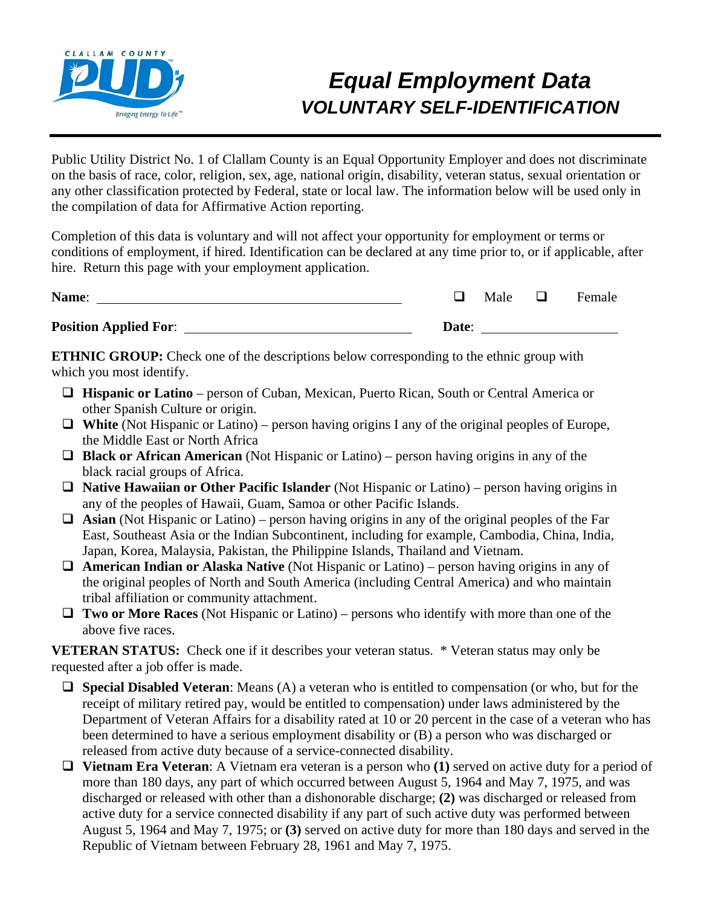# *Equal Employment Data*
## *VOLUNTARY SELF-IDENTIFICATION*

Public Utility District No. 1 of Clallam County is an Equal Opportunity Employer and does not discriminate on the basis of race, color, religion, sex, age, national origin, disability, veteran status, sexual orientation or any other classification protected by Federal, state or local law. The information below will be used only in the compilation of data for Affirmative Action reporting.

Completion of this data is voluntary and will not affect your opportunity for employment or terms or conditions of employment, if hired. Identification can be declared at any time prior to, or if applicable, after hire. Return this page with your employment application.

**Name**: ______________________________ ☐ Male ☐ Female

**Position Applied For**: ______________________ **Date**: ______________

**ETHNIC GROUP:** Check one of the descriptions below corresponding to the ethnic group with which you most identify.

- ☐ **Hispanic or Latino** – person of Cuban, Mexican, Puerto Rican, South or Central America or other Spanish Culture or origin.
- ☐ **White** (Not Hispanic or Latino) – person having origins I any of the original peoples of Europe, the Middle East or North Africa
- ☐ **Black or African American** (Not Hispanic or Latino) – person having origins in any of the black racial groups of Africa.
- ☐ **Native Hawaiian or Other Pacific Islander** (Not Hispanic or Latino) – person having origins in any of the peoples of Hawaii, Guam, Samoa or other Pacific Islands.
- ☐ **Asian** (Not Hispanic or Latino) – person having origins in any of the original peoples of the Far East, Southeast Asia or the Indian Subcontinent, including for example, Cambodia, China, India, Japan, Korea, Malaysia, Pakistan, the Philippine Islands, Thailand and Vietnam.
- ☐ **American Indian or Alaska Native** (Not Hispanic or Latino) – person having origins in any of the original peoples of North and South America (including Central America) and who maintain tribal affiliation or community attachment.
- ☐ **Two or More Races** (Not Hispanic or Latino) – persons who identify with more than one of the above five races.

**VETERAN STATUS:** Check one if it describes your veteran status. * Veteran status may only be requested after a job offer is made.

- ☐ **Special Disabled Veteran**: Means (A) a veteran who is entitled to compensation (or who, but for the receipt of military retired pay, would be entitled to compensation) under laws administered by the Department of Veteran Affairs for a disability rated at 10 or 20 percent in the case of a veteran who has been determined to have a serious employment disability or (B) a person who was discharged or released from active duty because of a service-connected disability.
- ☐ **Vietnam Era Veteran**: A Vietnam era veteran is a person who **(1)** served on active duty for a period of more than 180 days, any part of which occurred between August 5, 1964 and May 7, 1975, and was discharged or released with other than a dishonorable discharge; **(2)** was discharged or released from active duty for a service connected disability if any part of such active duty was performed between August 5, 1964 and May 7, 1975; or **(3)** served on active duty for more than 180 days and served in the Republic of Vietnam between February 28, 1961 and May 7, 1975.